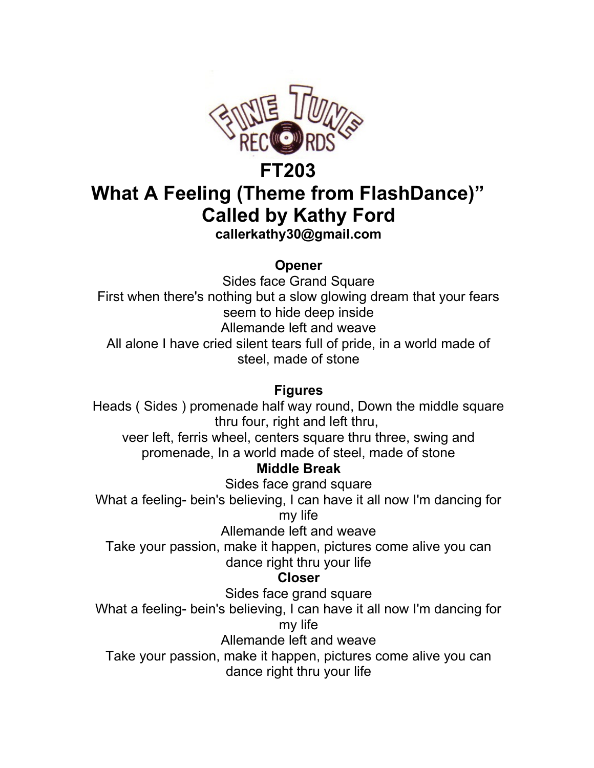# FT203

# What A Feeling (Theme from FlashDance)"

## Called by Kathy Ford

**callerkathy30@gmail.com**

**Opener**

Sides face Grand Square
First when there's nothing but a slow glowing dream that your fears seem to hide deep inside
Allemande left and weave
All alone I have cried silent tears full of pride, in a world made of steel, made of stone

**Figures**

Heads ( Sides ) promenade half way round, Down the middle square thru four, right and left thru,
veer left, ferris wheel, centers square thru three, swing and promenade, In a world made of steel, made of stone

**Middle Break**

Sides face grand square
What a feeling- bein's believing, I can have it all now I'm dancing for my life
Allemande left and weave
Take your passion, make it happen, pictures come alive you can dance right thru your life

**Closer**

Sides face grand square
What a feeling- bein's believing, I can have it all now I'm dancing for my life
Allemande left and weave
Take your passion, make it happen, pictures come alive you can dance right thru your life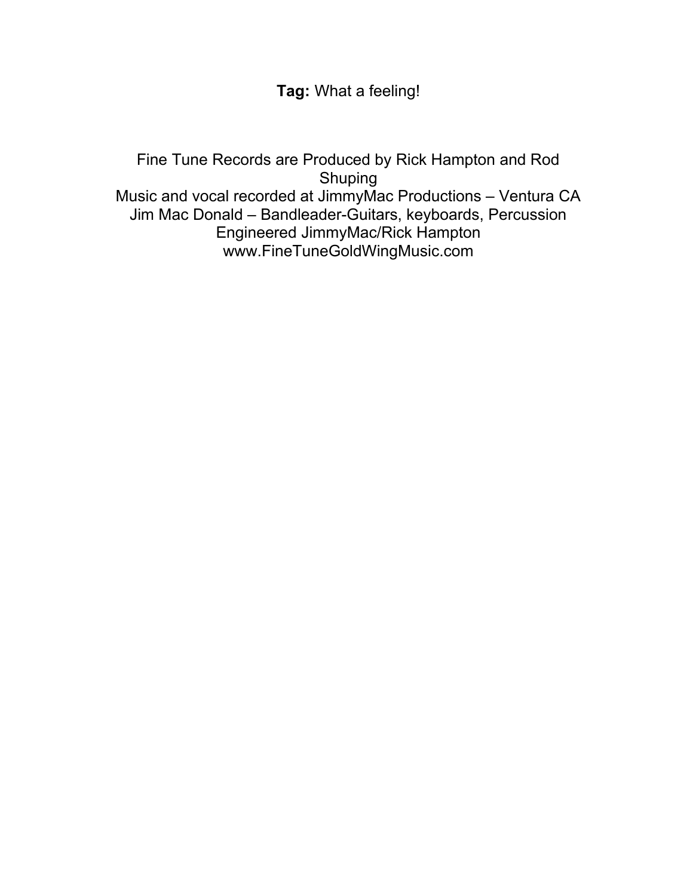**Tag:** What a feeling!

Fine Tune Records are Produced by Rick Hampton and Rod Shuping
Music and vocal recorded at JimmyMac Productions – Ventura CA
Jim Mac Donald – Bandleader-Guitars, keyboards, Percussion
Engineered JimmyMac/Rick Hampton
www.FineTuneGoldWingMusic.com